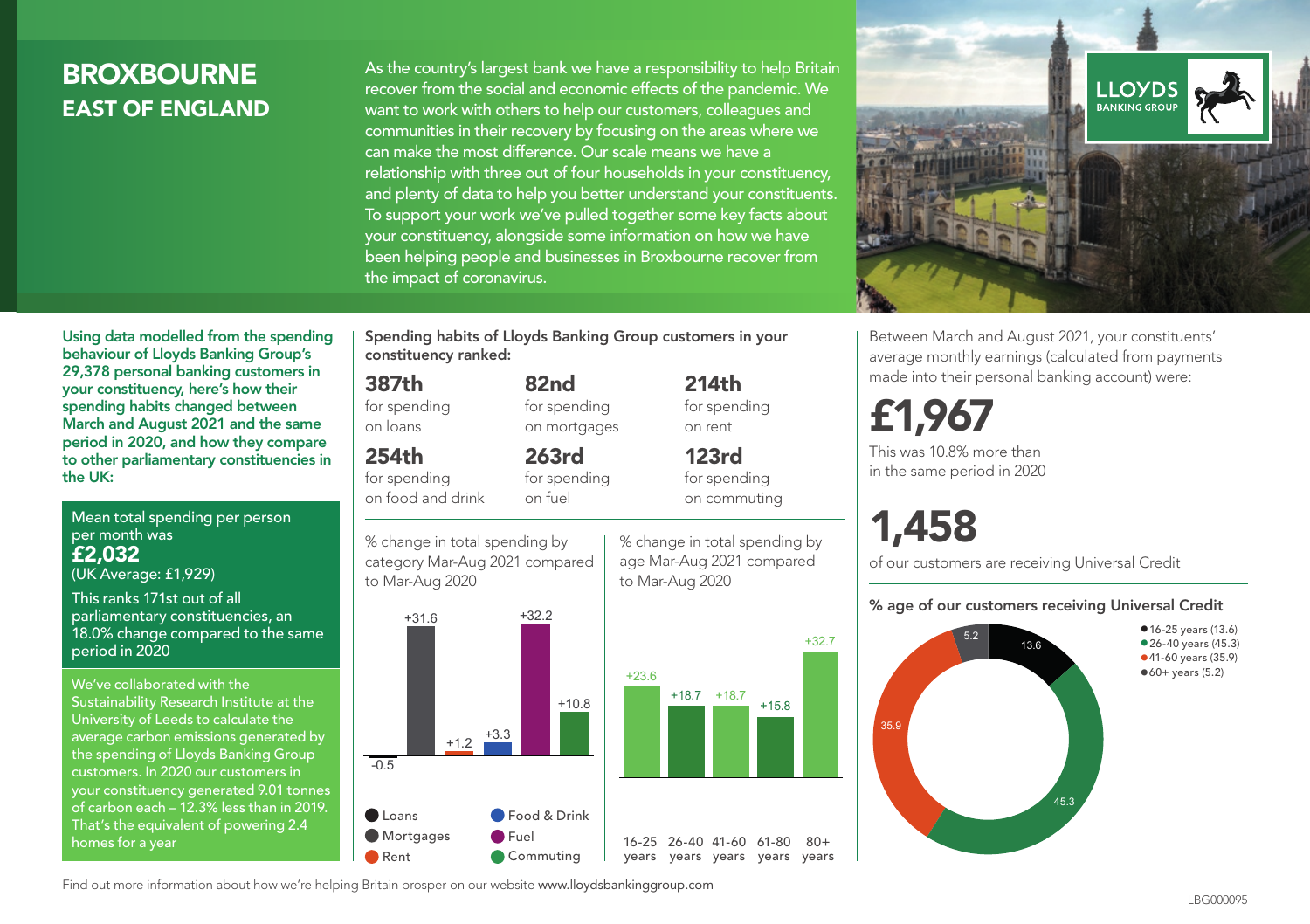# BROXBOURNE
## EAST OF ENGLAND

As the country's largest bank we have a responsibility to help Britain recover from the social and economic effects of the pandemic. We want to work with others to help our customers, colleagues and communities in their recovery by focusing on the areas where we can make the most difference. Our scale means we have a relationship with three out of four households in your constituency, and plenty of data to help you better understand your constituents. To support your work we've pulled together some key facts about your constituency, alongside some information on how we have been helping people and businesses in Broxbourne recover from the impact of coronavirus.

LLOYDS BANKING GROUP

**Using data modelled from the spending behaviour of Lloyds Banking Group's 29,378 personal banking customers in your constituency, here's how their spending habits changed between March and August 2021 and the same period in 2020, and how they compare to other parliamentary constituencies in the UK:**

Mean total spending per person per month was
**£2,032**
(UK Average: £1,929)

This ranks 171st out of all parliamentary constituencies, an 18.0% change compared to the same period in 2020

We've collaborated with the Sustainability Research Institute at the University of Leeds to calculate the average carbon emissions generated by the spending of Lloyds Banking Group customers. In 2020 our customers in your constituency generated 9.01 tonnes of carbon each – 12.3% less than in 2019. That's the equivalent of powering 2.4 homes for a year

**Spending habits of Lloyds Banking Group customers in your constituency ranked:**

**387th** for spending on loans

**82nd** for spending on mortgages

**214th** for spending on rent

**254th** for spending on food and drink

**263rd** for spending on fuel

**123rd** for spending on commuting

% change in total spending by category Mar-Aug 2021 compared to Mar-Aug 2020

| Category | % change |
|---|---|
| Loans | -0.5 |
| Mortgages | +31.6 |
| Rent | +1.2 |
| Food & Drink | +3.3 |
| Fuel | +32.2 |
| Commuting | +10.8 |

% change in total spending by age Mar-Aug 2021 compared to Mar-Aug 2020

| Age | % change |
|---|---|
| 16-25 years | +23.6 |
| 26-40 years | +18.7 |
| 41-60 years | +18.7 |
| 61-80 years | +15.8 |
| 80+ years | +32.7 |

Between March and August 2021, your constituents' average monthly earnings (calculated from payments made into their personal banking account) were:

# £1,967

This was 10.8% more than in the same period in 2020

# 1,458

of our customers are receiving Universal Credit

**% age of our customers receiving Universal Credit**

- 16-25 years (13.6)
- 26-40 years (45.3)
- 41-60 years (35.9)
- 60+ years (5.2)

Find out more information about how we're helping Britain prosper on our website www.lloydsbankinggroup.com

LBG000095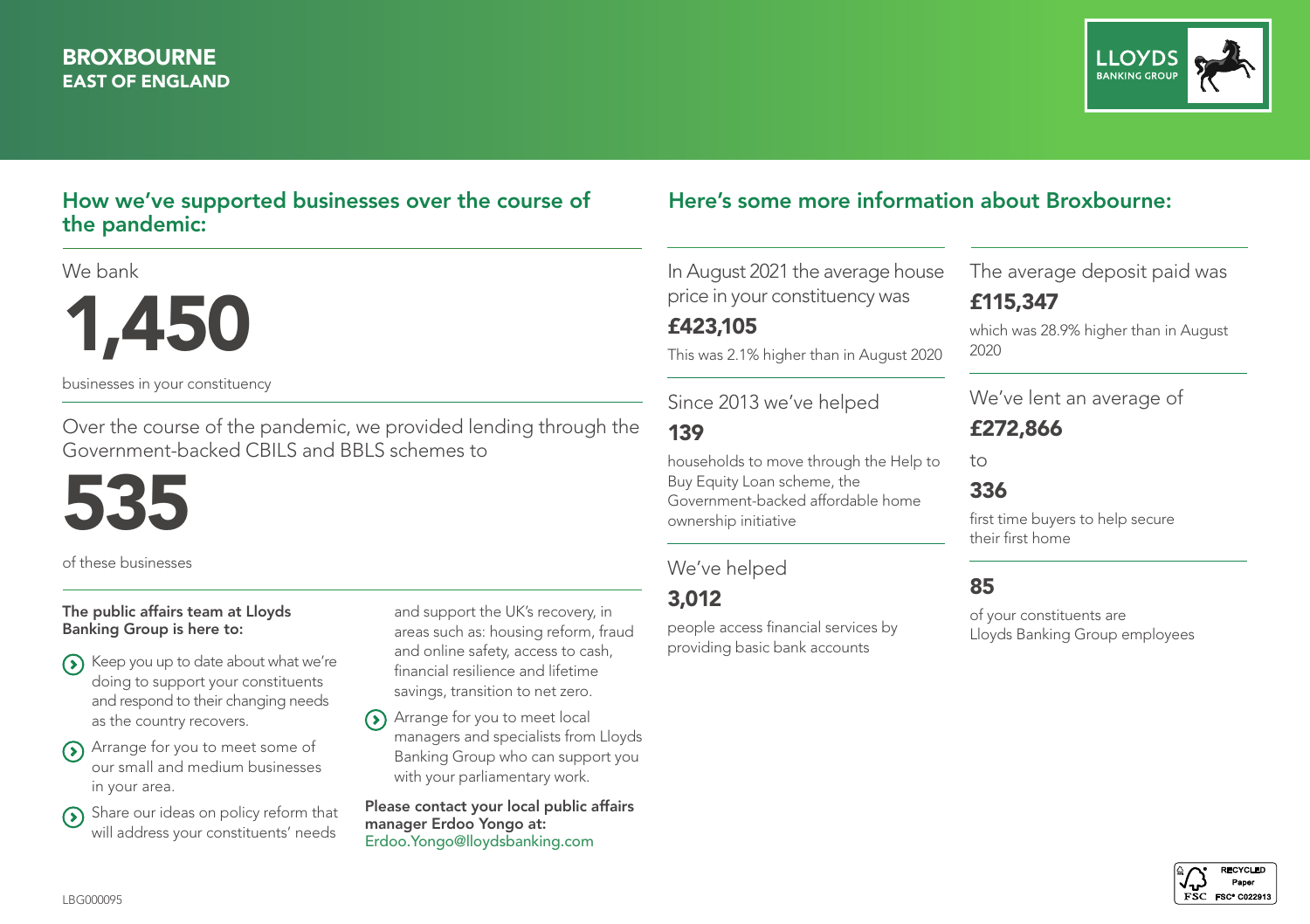# BROXBOURNE
## EAST OF ENGLAND

## How we've supported businesses over the course of the pandemic:

We bank

**1,450**

businesses in your constituency

Over the course of the pandemic, we provided lending through the Government-backed CBILS and BBLS schemes to

**535**

of these businesses

**The public affairs team at Lloyds Banking Group is here to:**

- Keep you up to date about what we're doing to support your constituents and respond to their changing needs as the country recovers.
- Arrange for you to meet some of our small and medium businesses in your area.
- Share our ideas on policy reform that will address your constituents' needs and support the UK's recovery, in areas such as: housing reform, fraud and online safety, access to cash, financial resilience and lifetime savings, transition to net zero.
- Arrange for you to meet local managers and specialists from Lloyds Banking Group who can support you with your parliamentary work.

**Please contact your local public affairs manager Erdoo Yongo at:**
Erdoo.Yongo@lloydsbanking.com

## Here's some more information about Broxbourne:

In August 2021 the average house price in your constituency was

**£423,105**

This was 2.1% higher than in August 2020

The average deposit paid was

**£115,347**

which was 28.9% higher than in August 2020

Since 2013 we've helped

**139**

households to move through the Help to Buy Equity Loan scheme, the Government-backed affordable home ownership initiative

We've lent an average of

**£272,866**

to

**336**

first time buyers to help secure their first home

We've helped

**3,012**

people access financial services by providing basic bank accounts

**85**

of your constituents are Lloyds Banking Group employees

LBG000095